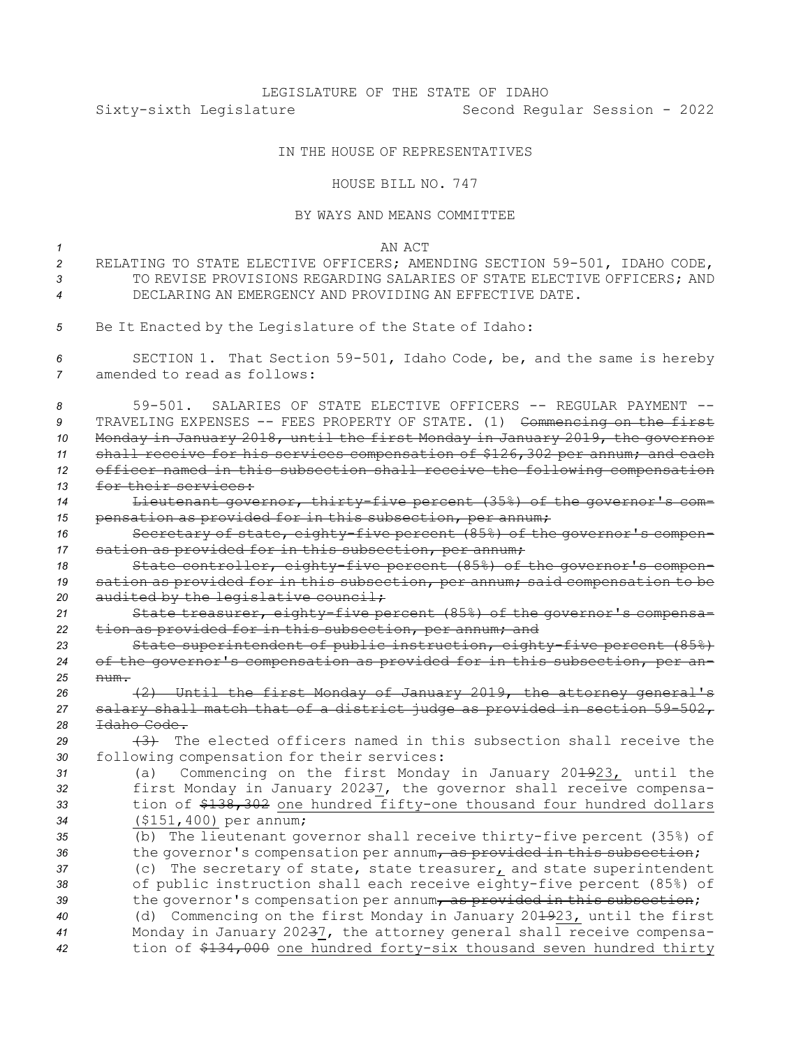LEGISLATURE OF THE STATE OF IDAHO

Sixty-sixth Legislature                    Second Regular Session - 2022

IN THE HOUSE OF REPRESENTATIVES

HOUSE BILL NO. 747

BY WAYS AND MEANS COMMITTEE

AN ACT

RELATING TO STATE ELECTIVE OFFICERS; AMENDING SECTION 59-501, IDAHO CODE, TO REVISE PROVISIONS REGARDING SALARIES OF STATE ELECTIVE OFFICERS; AND DECLARING AN EMERGENCY AND PROVIDING AN EFFECTIVE DATE.

Be It Enacted by the Legislature of the State of Idaho:

SECTION 1. That Section 59-501, Idaho Code, be, and the same is hereby amended to read as follows:

59-501. SALARIES OF STATE ELECTIVE OFFICERS -- REGULAR PAYMENT -- TRAVELING EXPENSES -- FEES PROPERTY OF STATE. (1) ~~Commencing on the first Monday in January 2018, until the first Monday in January 2019, the governor shall receive for his services compensation of $126,302 per annum; and each officer named in this subsection shall receive the following compensation for their services:~~

~~Lieutenant governor, thirty-five percent (35%) of the governor's compensation as provided for in this subsection, per annum;~~

~~Secretary of state, eighty-five percent (85%) of the governor's compensation as provided for in this subsection, per annum;~~

~~State controller, eighty-five percent (85%) of the governor's compensation as provided for in this subsection, per annum; said compensation to be audited by the legislative council;~~

~~State treasurer, eighty-five percent (85%) of the governor's compensation as provided for in this subsection, per annum; and~~

~~State superintendent of public instruction, eighty-five percent (85%) of the governor's compensation as provided for in this subsection, per annum.~~

~~(2) Until the first Monday of January 2019, the attorney general's salary shall match that of a district judge as provided in section 59-502, Idaho Code.~~

~~(3)~~ The elected officers named in this subsection shall receive the following compensation for their services:

(a) Commencing on the first Monday in January 20~~19~~23, until the first Monday in January 202~~3~~7, the governor shall receive compensation of ~~$138,302~~ one hundred fifty-one thousand four hundred dollars ($151,400) per annum;

(b) The lieutenant governor shall receive thirty-five percent (35%) of the governor's compensation per annum~~, as provided in this subsection~~;

(c) The secretary of state, state treasurer, and state superintendent of public instruction shall each receive eighty-five percent (85%) of the governor's compensation per annum~~, as provided in this subsection~~;

(d) Commencing on the first Monday in January 20~~19~~23, until the first Monday in January 202~~3~~7, the attorney general shall receive compensation of ~~$134,000~~ one hundred forty-six thousand seven hundred thirty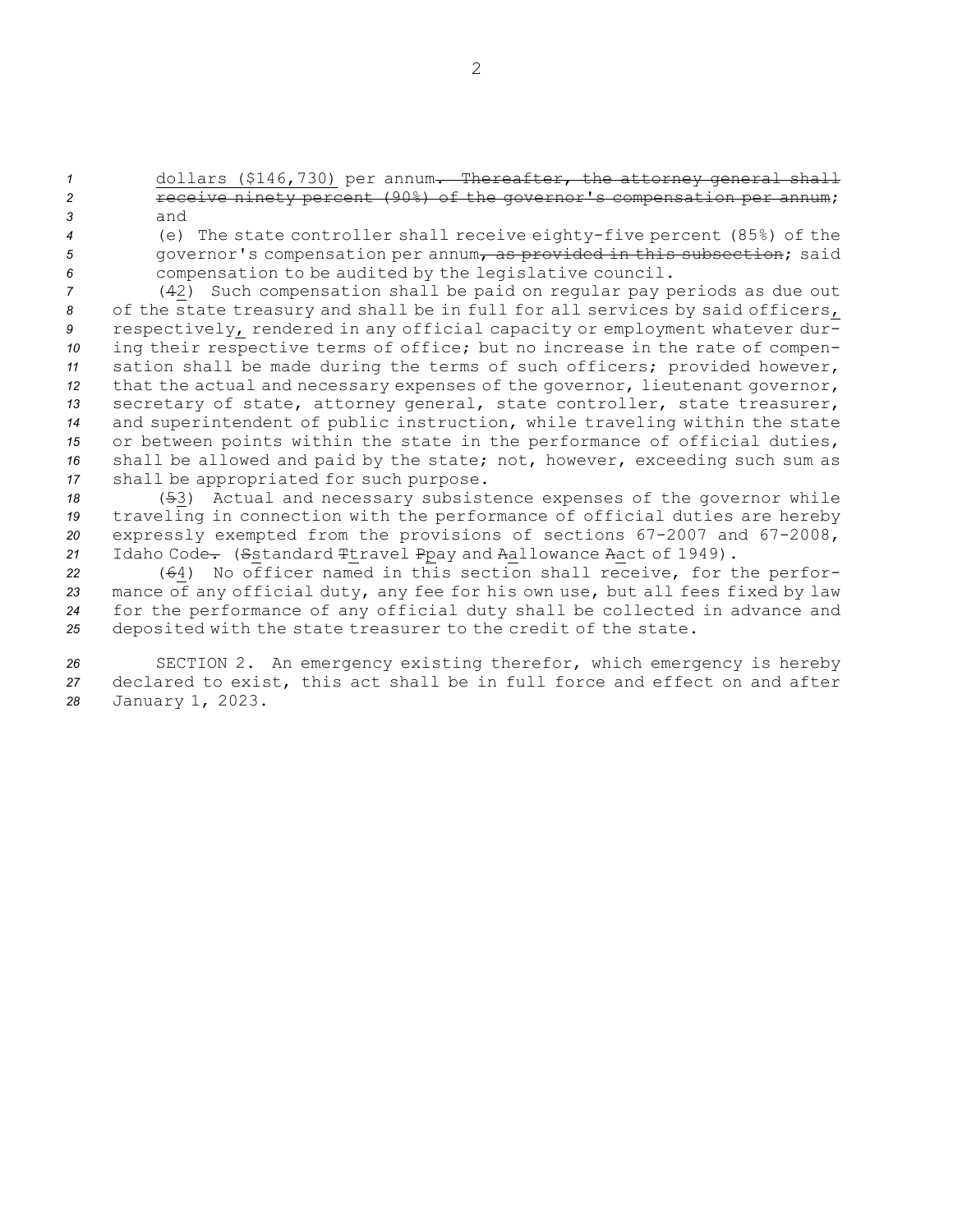dollars ($146,730) per annum~~. Thereafter, the attorney general shall receive ninety percent (90%) of the governor's compensation per annum~~; and

(e) The state controller shall receive eighty-five percent (85%) of the governor's compensation per annum~~, as provided in this subsection~~; said compensation to be audited by the legislative council.

(~~4~~2) Such compensation shall be paid on regular pay periods as due out of the state treasury and shall be in full for all services by said officers, respectively, rendered in any official capacity or employment whatever during their respective terms of office; but no increase in the rate of compensation shall be made during the terms of such officers; provided however, that the actual and necessary expenses of the governor, lieutenant governor, secretary of state, attorney general, state controller, state treasurer, and superintendent of public instruction, while traveling within the state or between points within the state in the performance of official duties, shall be allowed and paid by the state; not, however, exceeding such sum as shall be appropriated for such purpose.

(~~5~~3) Actual and necessary subsistence expenses of the governor while traveling in connection with the performance of official duties are hereby expressly exempted from the provisions of sections 67-2007 and 67-2008, Idaho Code~~.~~ (~~S~~standard ~~T~~travel ~~P~~pay and ~~A~~allowance ~~A~~act of 1949).

(~~6~~4) No officer named in this section shall receive, for the performance of any official duty, any fee for his own use, but all fees fixed by law for the performance of any official duty shall be collected in advance and deposited with the state treasurer to the credit of the state.

SECTION 2. An emergency existing therefor, which emergency is hereby declared to exist, this act shall be in full force and effect on and after January 1, 2023.